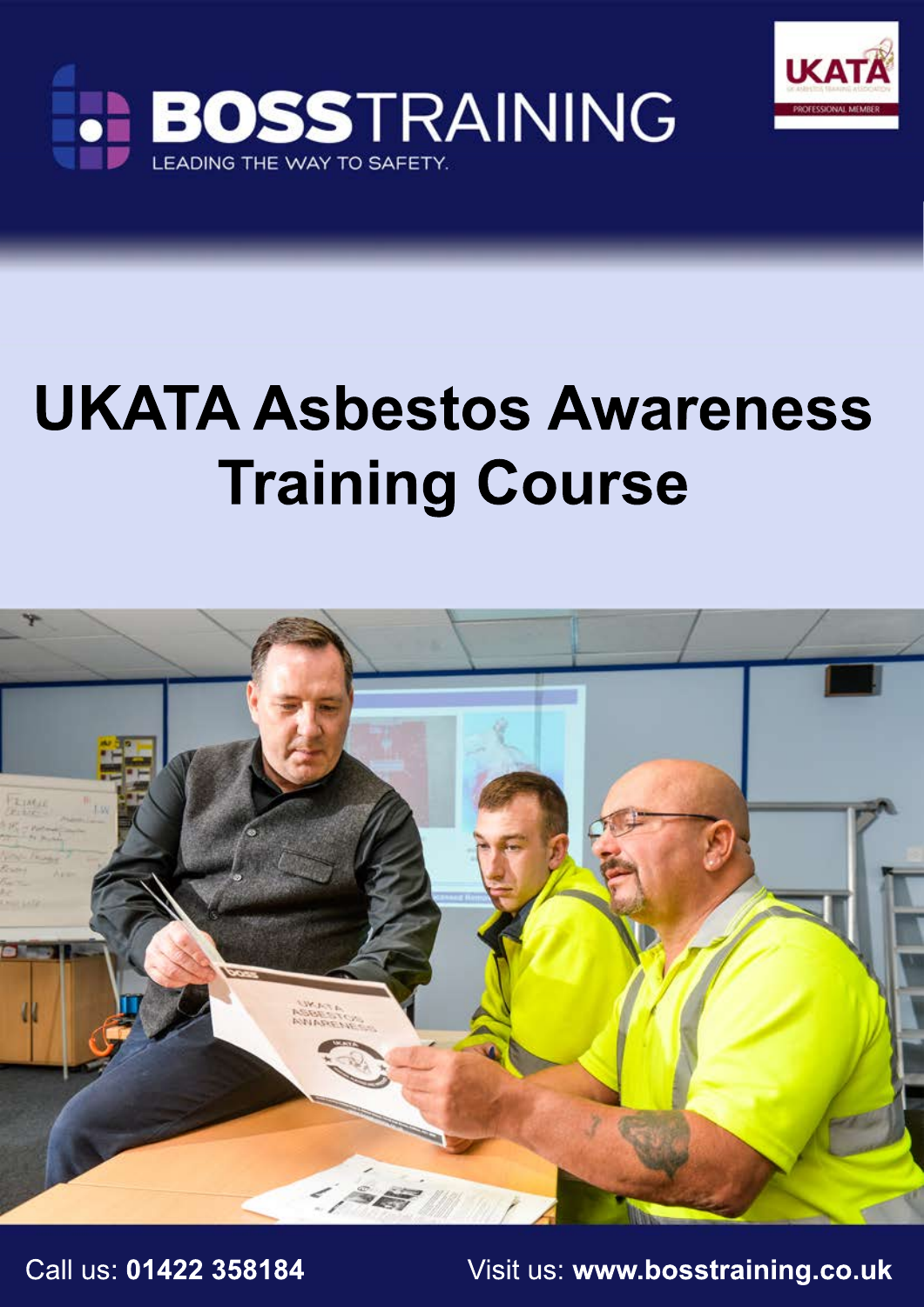BOSSTRAINING

LEADING THE WAY TO SAFETY.

UKATA PROFESSIONAL MEMBER

# UKATA Asbestos Awareness Training Course

Call us: **01422 358184**

Visit us: **www.bosstraining.co.uk**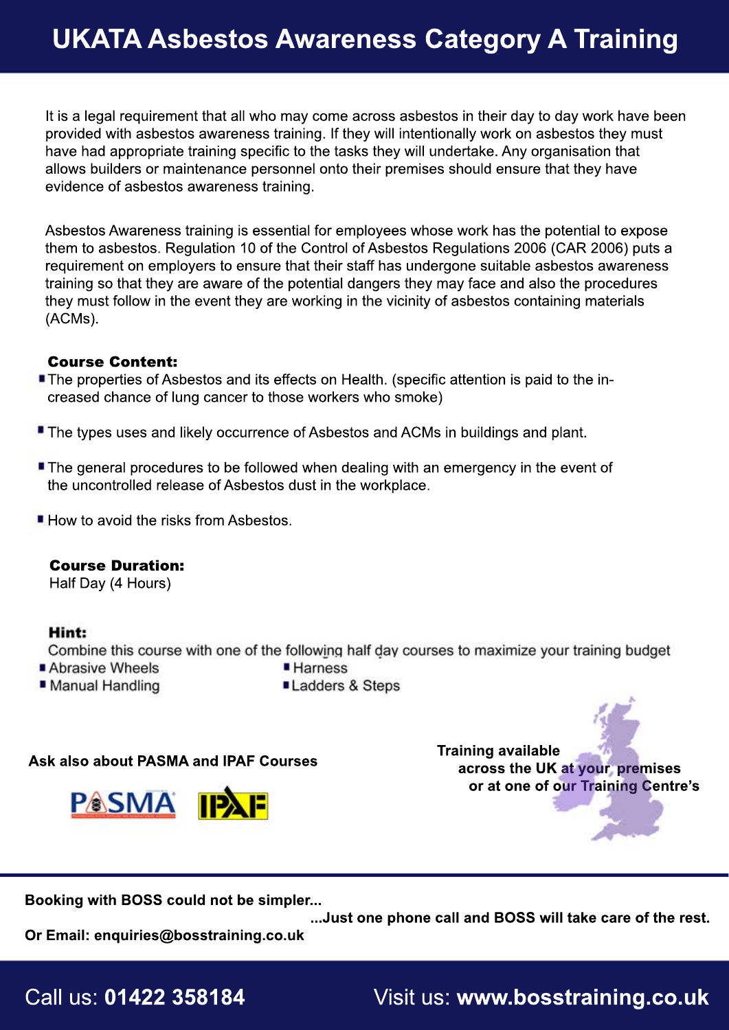# UKATA Asbestos Awareness Category A Training

It is a legal requirement that all who may come across asbestos in their day to day work have been provided with asbestos awareness training. If they will intentionally work on asbestos they must have had appropriate training specific to the tasks they will undertake. Any organisation that allows builders or maintenance personnel onto their premises should ensure that they have evidence of asbestos awareness training.

Asbestos Awareness training is essential for employees whose work has the potential to expose them to asbestos. Regulation 10 of the Control of Asbestos Regulations 2006 (CAR 2006) puts a requirement on employers to ensure that their staff has undergone suitable asbestos awareness training so that they are aware of the potential dangers they may face and also the procedures they must follow in the event they are working in the vicinity of asbestos containing materials (ACMs).

**Course Content:**

- The properties of Asbestos and its effects on Health. (specific attention is paid to the increased chance of lung cancer to those workers who smoke)
- The types uses and likely occurrence of Asbestos and ACMs in buildings and plant.
- The general procedures to be followed when dealing with an emergency in the event of the uncontrolled release of Asbestos dust in the workplace.
- How to avoid the risks from Asbestos.

**Course Duration:**
Half Day (4 Hours)

**Hint:**
Combine this course with one of the following half day courses to maximize your training budget

- Abrasive Wheels
- Manual Handling
- Harness
- Ladders & Steps

**Ask also about PASMA and IPAF Courses**

PASMA IPAF

**Training available across the UK at your premises or at one of our Training Centre's**

**Booking with BOSS could not be simpler...**
**...Just one phone call and BOSS will take care of the rest.**
**Or Email: enquiries@bosstraining.co.uk**

Call us: **01422 358184** Visit us: **www.bosstraining.co.uk**